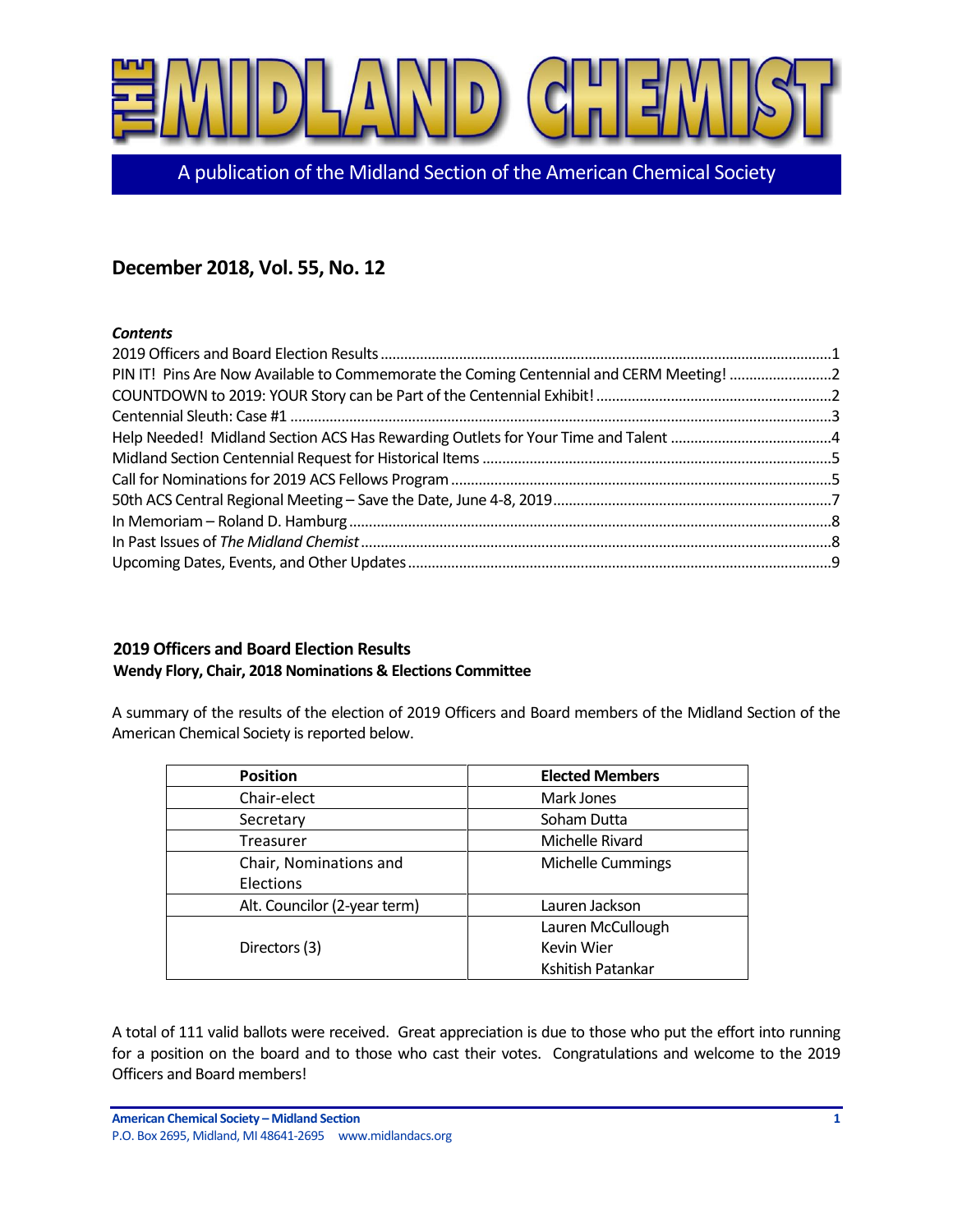# THE MIDLAND CHEMIST

A publication of the Midland Section of the American Chemical Society

## December 2018, Vol. 55, No. 12

***Contents***

2019 Officers and Board Election Results ........ 1
PIN IT! Pins Are Now Available to Commemorate the Coming Centennial and CERM Meeting! ........ 2
COUNTDOWN to 2019: YOUR Story can be Part of the Centennial Exhibit! ........ 2
Centennial Sleuth: Case #1 ........ 3
Help Needed! Midland Section ACS Has Rewarding Outlets for Your Time and Talent ........ 4
Midland Section Centennial Request for Historical Items ........ 5
Call for Nominations for 2019 ACS Fellows Program ........ 5
50th ACS Central Regional Meeting – Save the Date, June 4-8, 2019 ........ 7
In Memoriam – Roland D. Hamburg ........ 8
In Past Issues of *The Midland Chemist* ........ 8
Upcoming Dates, Events, and Other Updates ........ 9

### 2019 Officers and Board Election Results

**Wendy Flory, Chair, 2018 Nominations & Elections Committee**

A summary of the results of the election of 2019 Officers and Board members of the Midland Section of the American Chemical Society is reported below.

| Position | Elected Members |
|---|---|
| Chair-elect | Mark Jones |
| Secretary | Soham Dutta |
| Treasurer | Michelle Rivard |
| Chair, Nominations and Elections | Michelle Cummings |
| Alt. Councilor (2-year term) | Lauren Jackson |
| Directors (3) | Lauren McCullough<br>Kevin Wier<br>Kshitish Patankar |

A total of 111 valid ballots were received. Great appreciation is due to those who put the effort into running for a position on the board and to those who cast their votes. Congratulations and welcome to the 2019 Officers and Board members!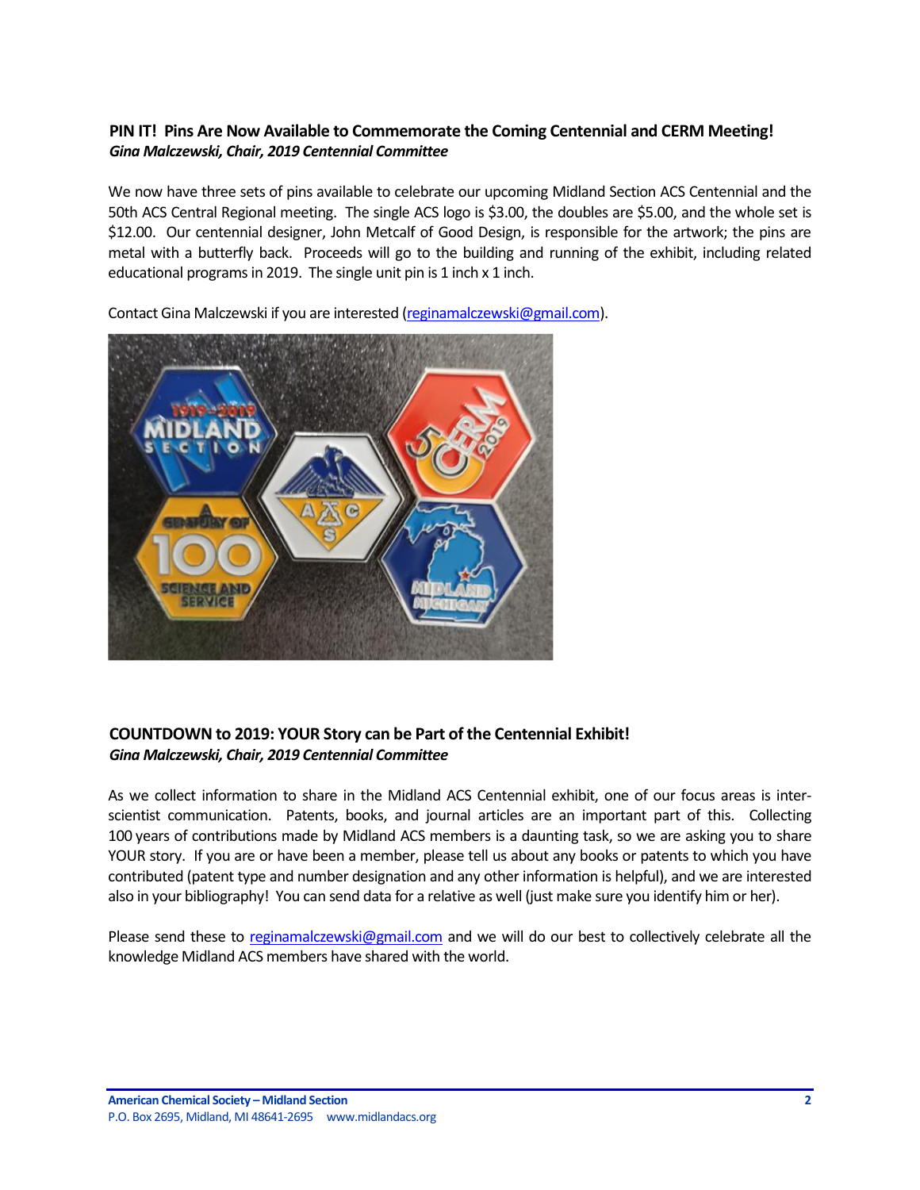### PIN IT! Pins Are Now Available to Commemorate the Coming Centennial and CERM Meeting!

***Gina Malczewski, Chair, 2019 Centennial Committee***

We now have three sets of pins available to celebrate our upcoming Midland Section ACS Centennial and the 50th ACS Central Regional meeting. The single ACS logo is $3.00, the doubles are $5.00, and the whole set is $12.00. Our centennial designer, John Metcalf of Good Design, is responsible for the artwork; the pins are metal with a butterfly back. Proceeds will go to the building and running of the exhibit, including related educational programs in 2019. The single unit pin is 1 inch x 1 inch.

Contact Gina Malczewski if you are interested (reginamalczewski@gmail.com).

### COUNTDOWN to 2019: YOUR Story can be Part of the Centennial Exhibit!

***Gina Malczewski, Chair, 2019 Centennial Committee***

As we collect information to share in the Midland ACS Centennial exhibit, one of our focus areas is inter-scientist communication. Patents, books, and journal articles are an important part of this. Collecting 100 years of contributions made by Midland ACS members is a daunting task, so we are asking you to share YOUR story. If you are or have been a member, please tell us about any books or patents to which you have contributed (patent type and number designation and any other information is helpful), and we are interested also in your bibliography! You can send data for a relative as well (just make sure you identify him or her).

Please send these to reginamalczewski@gmail.com and we will do our best to collectively celebrate all the knowledge Midland ACS members have shared with the world.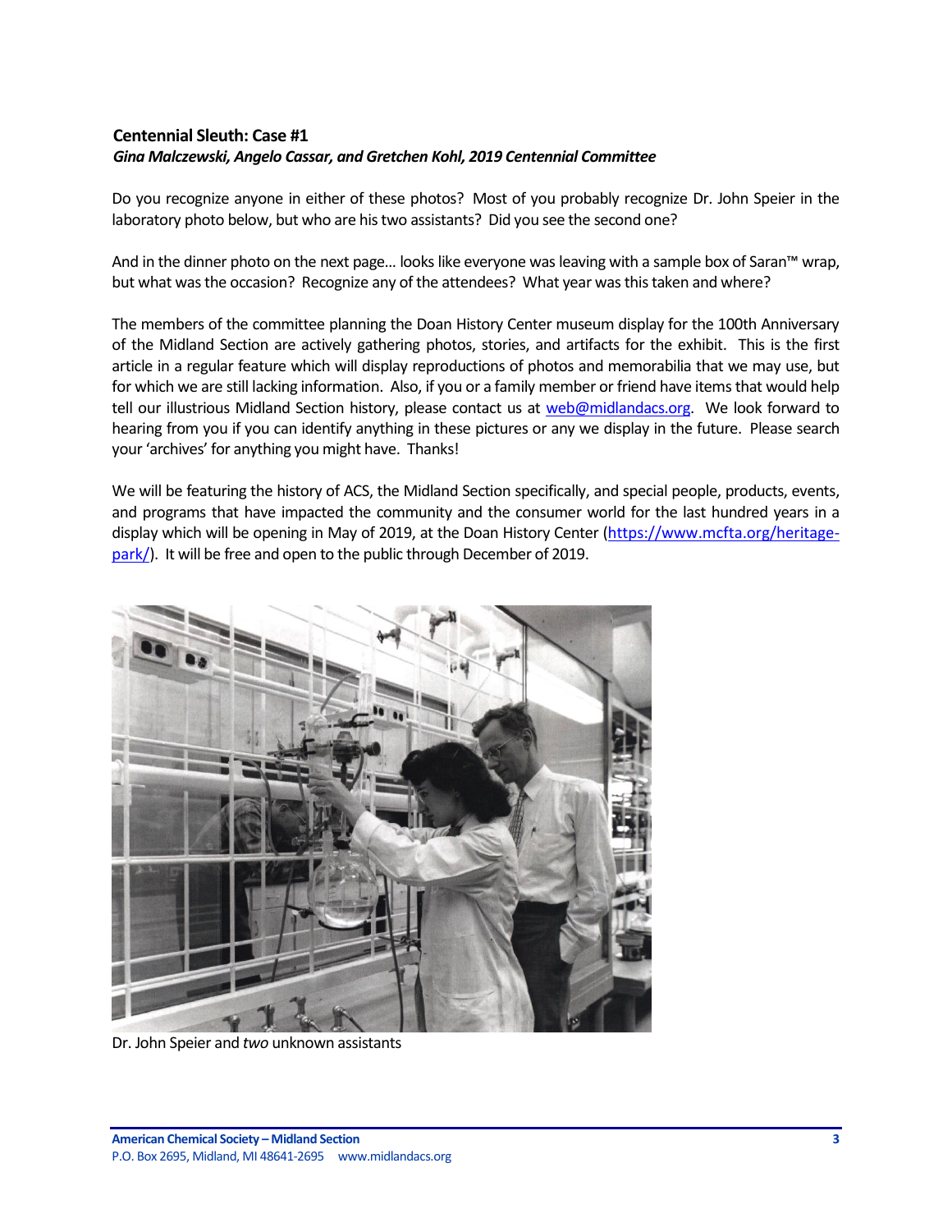### Centennial Sleuth: Case #1

***Gina Malczewski, Angelo Cassar, and Gretchen Kohl, 2019 Centennial Committee***

Do you recognize anyone in either of these photos? Most of you probably recognize Dr. John Speier in the laboratory photo below, but who are his two assistants? Did you see the second one?

And in the dinner photo on the next page… looks like everyone was leaving with a sample box of Saran™ wrap, but what was the occasion? Recognize any of the attendees? What year was this taken and where?

The members of the committee planning the Doan History Center museum display for the 100th Anniversary of the Midland Section are actively gathering photos, stories, and artifacts for the exhibit. This is the first article in a regular feature which will display reproductions of photos and memorabilia that we may use, but for which we are still lacking information. Also, if you or a family member or friend have items that would help tell our illustrious Midland Section history, please contact us at [web@midlandacs.org](mailto:web@midlandacs.org). We look forward to hearing from you if you can identify anything in these pictures or any we display in the future. Please search your 'archives' for anything you might have. Thanks!

We will be featuring the history of ACS, the Midland Section specifically, and special people, products, events, and programs that have impacted the community and the consumer world for the last hundred years in a display which will be opening in May of 2019, at the Doan History Center ([https://www.mcfta.org/heritage-park/](https://www.mcfta.org/heritage-park/)). It will be free and open to the public through December of 2019.

Dr. John Speier and *two* unknown assistants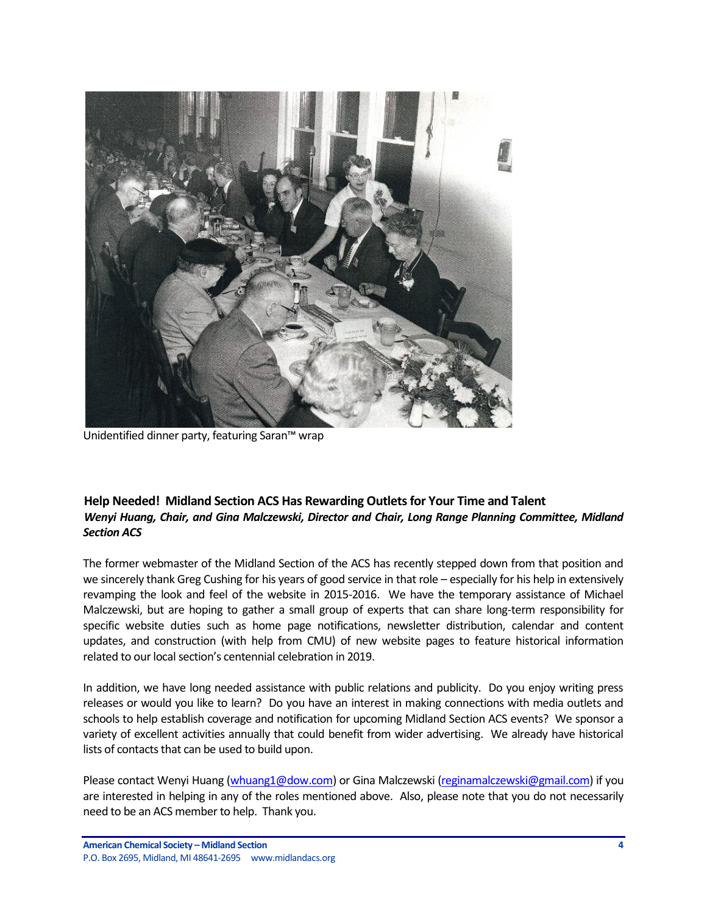Unidentified dinner party, featuring Saran™ wrap

### Help Needed! Midland Section ACS Has Rewarding Outlets for Your Time and Talent

***Wenyi Huang, Chair, and Gina Malczewski, Director and Chair, Long Range Planning Committee, Midland Section ACS***

The former webmaster of the Midland Section of the ACS has recently stepped down from that position and we sincerely thank Greg Cushing for his years of good service in that role – especially for his help in extensively revamping the look and feel of the website in 2015-2016. We have the temporary assistance of Michael Malczewski, but are hoping to gather a small group of experts that can share long-term responsibility for specific website duties such as home page notifications, newsletter distribution, calendar and content updates, and construction (with help from CMU) of new website pages to feature historical information related to our local section's centennial celebration in 2019.

In addition, we have long needed assistance with public relations and publicity. Do you enjoy writing press releases or would you like to learn? Do you have an interest in making connections with media outlets and schools to help establish coverage and notification for upcoming Midland Section ACS events? We sponsor a variety of excellent activities annually that could benefit from wider advertising. We already have historical lists of contacts that can be used to build upon.

Please contact Wenyi Huang (whuang1@dow.com) or Gina Malczewski (reginamalczewski@gmail.com) if you are interested in helping in any of the roles mentioned above. Also, please note that you do not necessarily need to be an ACS member to help. Thank you.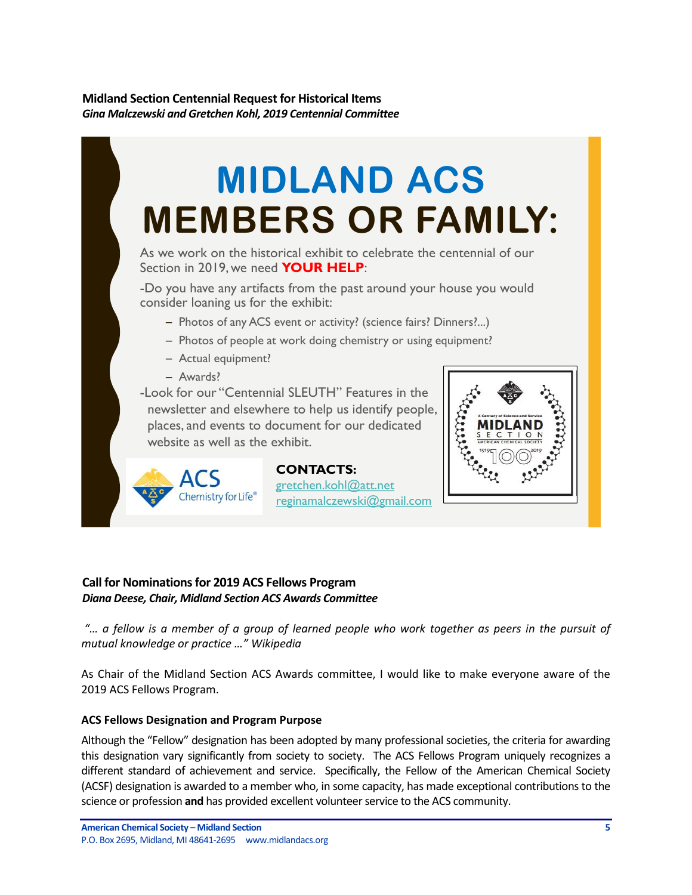**Midland Section Centennial Request for Historical Items**
***Gina Malczewski and Gretchen Kohl, 2019 Centennial Committee***

# MIDLAND ACS MEMBERS OR FAMILY:

As we work on the historical exhibit to celebrate the centennial of our Section in 2019, we need **YOUR HELP**:

-Do you have any artifacts from the past around your house you would consider loaning us for the exhibit:

- Photos of any ACS event or activity? (science fairs? Dinners?...)
- Photos of people at work doing chemistry or using equipment?
- Actual equipment?
- Awards?

-Look for our "Centennial SLEUTH" Features in the newsletter and elsewhere to help us identify people, places, and events to document for our dedicated website as well as the exhibit.

ACS Chemistry for Life®

**CONTACTS:**
gretchen.kohl@att.net
reginamalczewski@gmail.com

A Century of Science and Service
MIDLAND SECTION
AMERICAN CHEMICAL SOCIETY
1919 100 2019

**Call for Nominations for 2019 ACS Fellows Program**
***Diana Deese, Chair, Midland Section ACS Awards Committee***

*"... a fellow is a member of a group of learned people who work together as peers in the pursuit of mutual knowledge or practice ..." Wikipedia*

As Chair of the Midland Section ACS Awards committee, I would like to make everyone aware of the 2019 ACS Fellows Program.

**ACS Fellows Designation and Program Purpose**

Although the "Fellow" designation has been adopted by many professional societies, the criteria for awarding this designation vary significantly from society to society. The ACS Fellows Program uniquely recognizes a different standard of achievement and service. Specifically, the Fellow of the American Chemical Society (ACSF) designation is awarded to a member who, in some capacity, has made exceptional contributions to the science or profession **and** has provided excellent volunteer service to the ACS community.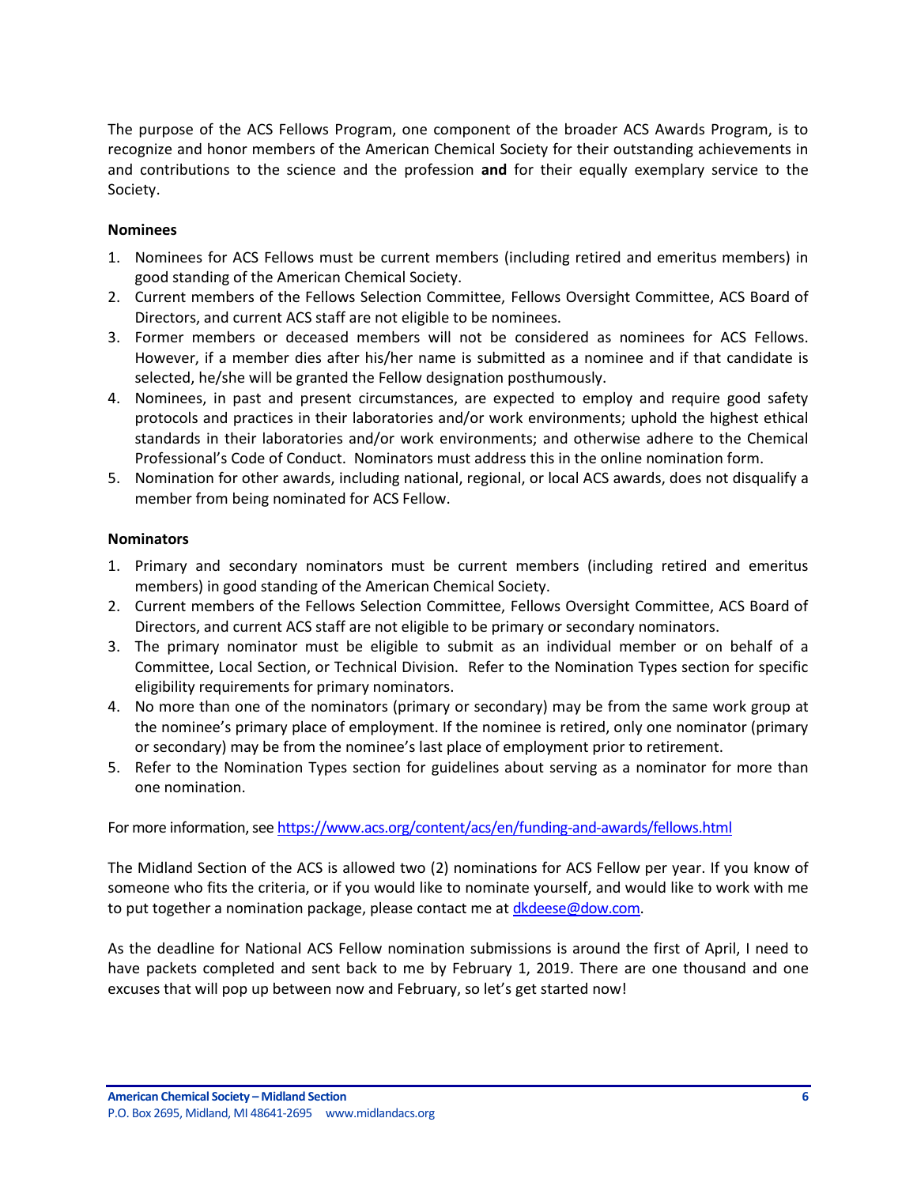The purpose of the ACS Fellows Program, one component of the broader ACS Awards Program, is to recognize and honor members of the American Chemical Society for their outstanding achievements in and contributions to the science and the profession **and** for their equally exemplary service to the Society.

**Nominees**

1. Nominees for ACS Fellows must be current members (including retired and emeritus members) in good standing of the American Chemical Society.
2. Current members of the Fellows Selection Committee, Fellows Oversight Committee, ACS Board of Directors, and current ACS staff are not eligible to be nominees.
3. Former members or deceased members will not be considered as nominees for ACS Fellows. However, if a member dies after his/her name is submitted as a nominee and if that candidate is selected, he/she will be granted the Fellow designation posthumously.
4. Nominees, in past and present circumstances, are expected to employ and require good safety protocols and practices in their laboratories and/or work environments; uphold the highest ethical standards in their laboratories and/or work environments; and otherwise adhere to the Chemical Professional's Code of Conduct. Nominators must address this in the online nomination form.
5. Nomination for other awards, including national, regional, or local ACS awards, does not disqualify a member from being nominated for ACS Fellow.

**Nominators**

1. Primary and secondary nominators must be current members (including retired and emeritus members) in good standing of the American Chemical Society.
2. Current members of the Fellows Selection Committee, Fellows Oversight Committee, ACS Board of Directors, and current ACS staff are not eligible to be primary or secondary nominators.
3. The primary nominator must be eligible to submit as an individual member or on behalf of a Committee, Local Section, or Technical Division. Refer to the Nomination Types section for specific eligibility requirements for primary nominators.
4. No more than one of the nominators (primary or secondary) may be from the same work group at the nominee's primary place of employment. If the nominee is retired, only one nominator (primary or secondary) may be from the nominee's last place of employment prior to retirement.
5. Refer to the Nomination Types section for guidelines about serving as a nominator for more than one nomination.

For more information, see https://www.acs.org/content/acs/en/funding-and-awards/fellows.html

The Midland Section of the ACS is allowed two (2) nominations for ACS Fellow per year. If you know of someone who fits the criteria, or if you would like to nominate yourself, and would like to work with me to put together a nomination package, please contact me at dkdeese@dow.com.

As the deadline for National ACS Fellow nomination submissions is around the first of April, I need to have packets completed and sent back to me by February 1, 2019. There are one thousand and one excuses that will pop up between now and February, so let's get started now!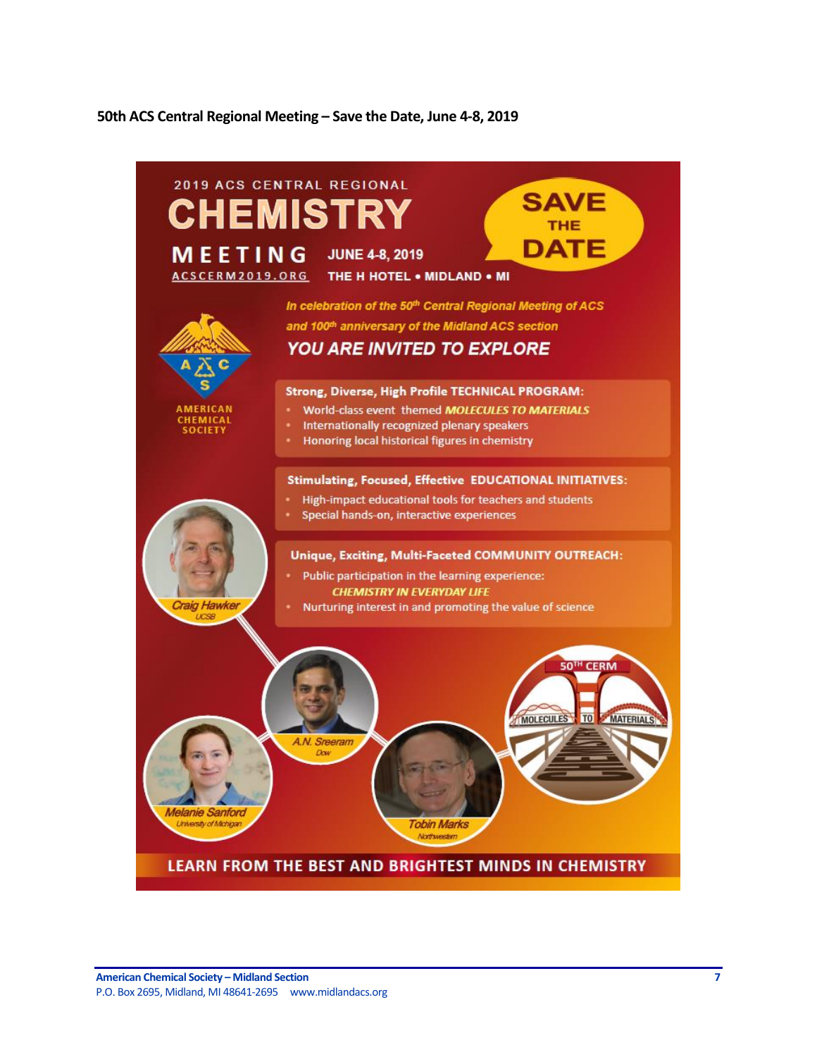**50th ACS Central Regional Meeting – Save the Date, June 4-8, 2019**

2019 ACS CENTRAL REGIONAL

# CHEMISTRY MEETING

ACSCERM2019.ORG

JUNE 4-8, 2019

THE H HOTEL • MIDLAND • MI

SAVE THE DATE

*In celebration of the 50th Central Regional Meeting of ACS and 100th anniversary of the Midland ACS section*

*YOU ARE INVITED TO EXPLORE*

AMERICAN CHEMICAL SOCIETY

**Strong, Diverse, High Profile TECHNICAL PROGRAM:**

- World-class event themed *MOLECULES TO MATERIALS*
- Internationally recognized plenary speakers
- Honoring local historical figures in chemistry

**Stimulating, Focused, Effective EDUCATIONAL INITIATIVES:**

- High-impact educational tools for teachers and students
- Special hands-on, interactive experiences

**Unique, Exciting, Multi-Faceted COMMUNITY OUTREACH:**

- Public participation in the learning experience: *CHEMISTRY IN EVERYDAY LIFE*
- Nurturing interest in and promoting the value of science

Craig Hawker, UCSB

A.N. Sreeram, Dow

Melanie Sanford, University of Michigan

Tobin Marks, Northwestern

50TH CERM — MOLECULES TO MATERIALS

**LEARN FROM THE BEST AND BRIGHTEST MINDS IN CHEMISTRY**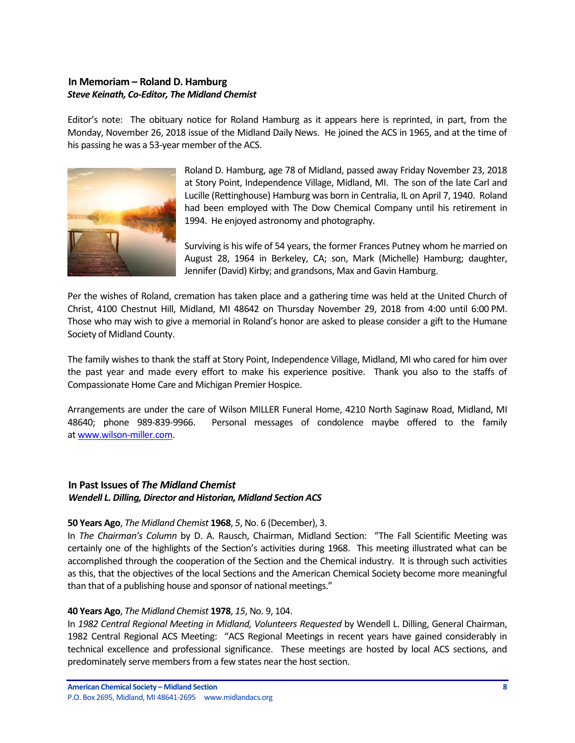## In Memoriam – Roland D. Hamburg

***Steve Keinath, Co-Editor, The Midland Chemist***

Editor's note: The obituary notice for Roland Hamburg as it appears here is reprinted, in part, from the Monday, November 26, 2018 issue of the Midland Daily News. He joined the ACS in 1965, and at the time of his passing he was a 53-year member of the ACS.

Roland D. Hamburg, age 78 of Midland, passed away Friday November 23, 2018 at Story Point, Independence Village, Midland, MI. The son of the late Carl and Lucille (Rettinghouse) Hamburg was born in Centralia, IL on April 7, 1940. Roland had been employed with The Dow Chemical Company until his retirement in 1994. He enjoyed astronomy and photography.

Surviving is his wife of 54 years, the former Frances Putney whom he married on August 28, 1964 in Berkeley, CA; son, Mark (Michelle) Hamburg; daughter, Jennifer (David) Kirby; and grandsons, Max and Gavin Hamburg.

Per the wishes of Roland, cremation has taken place and a gathering time was held at the United Church of Christ, 4100 Chestnut Hill, Midland, MI 48642 on Thursday November 29, 2018 from 4:00 until 6:00 PM. Those who may wish to give a memorial in Roland's honor are asked to please consider a gift to the Humane Society of Midland County.

The family wishes to thank the staff at Story Point, Independence Village, Midland, MI who cared for him over the past year and made every effort to make his experience positive. Thank you also to the staffs of Compassionate Home Care and Michigan Premier Hospice.

Arrangements are under the care of Wilson MILLER Funeral Home, 4210 North Saginaw Road, Midland, MI 48640; phone 989-839-9966. Personal messages of condolence maybe offered to the family at www.wilson-miller.com.

## In Past Issues of *The Midland Chemist*

***Wendell L. Dilling, Director and Historian, Midland Section ACS***

**50 Years Ago**, *The Midland Chemist* **1968**, *5*, No. 6 (December), 3.

In *The Chairman's Column* by D. A. Rausch, Chairman, Midland Section: "The Fall Scientific Meeting was certainly one of the highlights of the Section's activities during 1968. This meeting illustrated what can be accomplished through the cooperation of the Section and the Chemical industry. It is through such activities as this, that the objectives of the local Sections and the American Chemical Society become more meaningful than that of a publishing house and sponsor of national meetings."

**40 Years Ago**, *The Midland Chemist* **1978**, *15*, No. 9, 104.

In *1982 Central Regional Meeting in Midland, Volunteers Requested* by Wendell L. Dilling, General Chairman, 1982 Central Regional ACS Meeting: "ACS Regional Meetings in recent years have gained considerably in technical excellence and professional significance. These meetings are hosted by local ACS sections, and predominately serve members from a few states near the host section.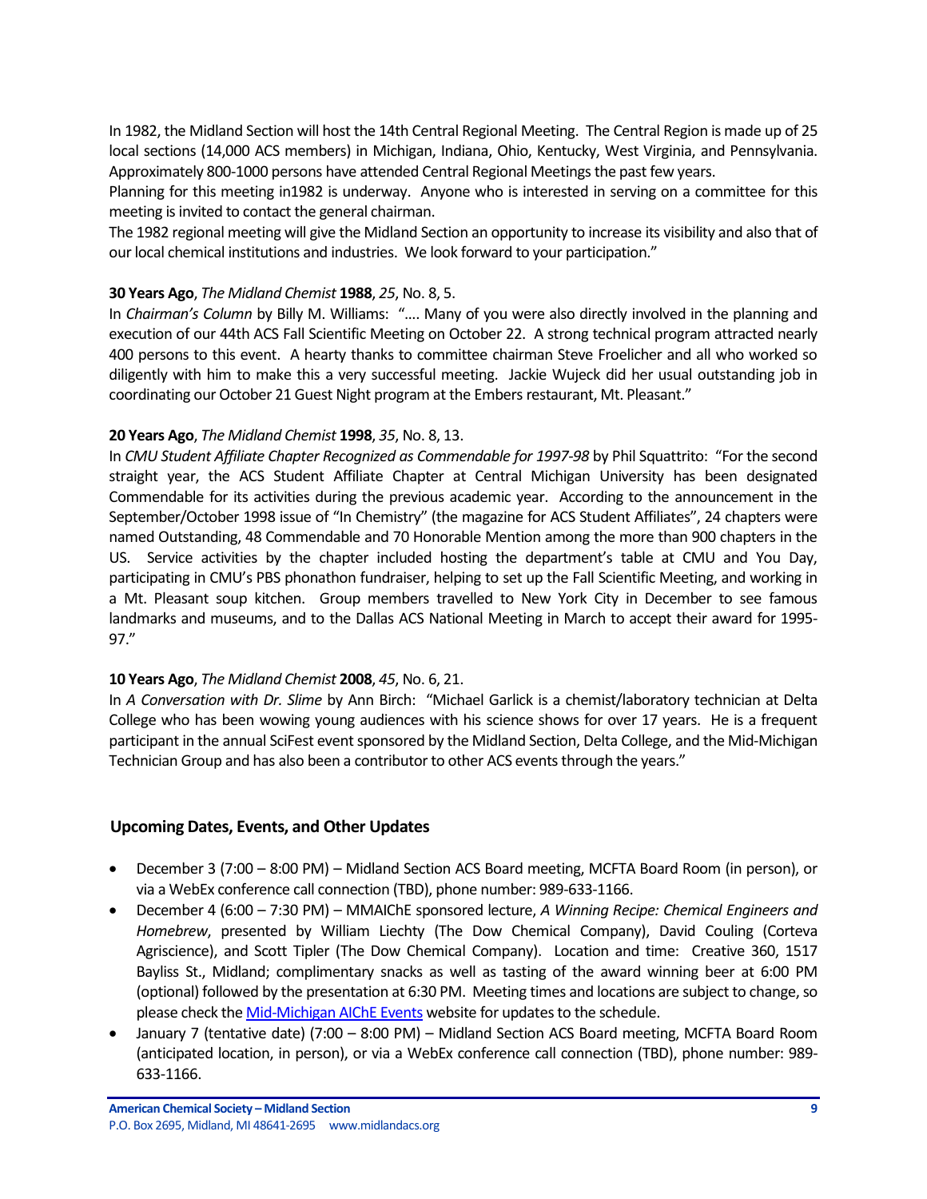In 1982, the Midland Section will host the 14th Central Regional Meeting. The Central Region is made up of 25 local sections (14,000 ACS members) in Michigan, Indiana, Ohio, Kentucky, West Virginia, and Pennsylvania. Approximately 800-1000 persons have attended Central Regional Meetings the past few years.

Planning for this meeting in1982 is underway. Anyone who is interested in serving on a committee for this meeting is invited to contact the general chairman.

The 1982 regional meeting will give the Midland Section an opportunity to increase its visibility and also that of our local chemical institutions and industries. We look forward to your participation."

**30 Years Ago**, *The Midland Chemist* **1988**, *25*, No. 8, 5.

In *Chairman's Column* by Billy M. Williams: ".... Many of you were also directly involved in the planning and execution of our 44th ACS Fall Scientific Meeting on October 22. A strong technical program attracted nearly 400 persons to this event. A hearty thanks to committee chairman Steve Froelicher and all who worked so diligently with him to make this a very successful meeting. Jackie Wujeck did her usual outstanding job in coordinating our October 21 Guest Night program at the Embers restaurant, Mt. Pleasant."

**20 Years Ago**, *The Midland Chemist* **1998**, *35*, No. 8, 13.

In *CMU Student Affiliate Chapter Recognized as Commendable for 1997-98* by Phil Squattrito: "For the second straight year, the ACS Student Affiliate Chapter at Central Michigan University has been designated Commendable for its activities during the previous academic year. According to the announcement in the September/October 1998 issue of "In Chemistry" (the magazine for ACS Student Affiliates", 24 chapters were named Outstanding, 48 Commendable and 70 Honorable Mention among the more than 900 chapters in the US. Service activities by the chapter included hosting the department's table at CMU and You Day, participating in CMU's PBS phonathon fundraiser, helping to set up the Fall Scientific Meeting, and working in a Mt. Pleasant soup kitchen. Group members travelled to New York City in December to see famous landmarks and museums, and to the Dallas ACS National Meeting in March to accept their award for 1995-97."

**10 Years Ago**, *The Midland Chemist* **2008**, *45*, No. 6, 21.

In *A Conversation with Dr. Slime* by Ann Birch: "Michael Garlick is a chemist/laboratory technician at Delta College who has been wowing young audiences with his science shows for over 17 years. He is a frequent participant in the annual SciFest event sponsored by the Midland Section, Delta College, and the Mid-Michigan Technician Group and has also been a contributor to other ACS events through the years."

## Upcoming Dates, Events, and Other Updates

- December 3 (7:00 – 8:00 PM) – Midland Section ACS Board meeting, MCFTA Board Room (in person), or via a WebEx conference call connection (TBD), phone number: 989-633-1166.
- December 4 (6:00 – 7:30 PM) – MMAIChE sponsored lecture, *A Winning Recipe: Chemical Engineers and Homebrew*, presented by William Liechty (The Dow Chemical Company), David Couling (Corteva Agriscience), and Scott Tipler (The Dow Chemical Company). Location and time: Creative 360, 1517 Bayliss St., Midland; complimentary snacks as well as tasting of the award winning beer at 6:00 PM (optional) followed by the presentation at 6:30 PM. Meeting times and locations are subject to change, so please check the Mid-Michigan AIChE Events website for updates to the schedule.
- January 7 (tentative date) (7:00 – 8:00 PM) – Midland Section ACS Board meeting, MCFTA Board Room (anticipated location, in person), or via a WebEx conference call connection (TBD), phone number: 989-633-1166.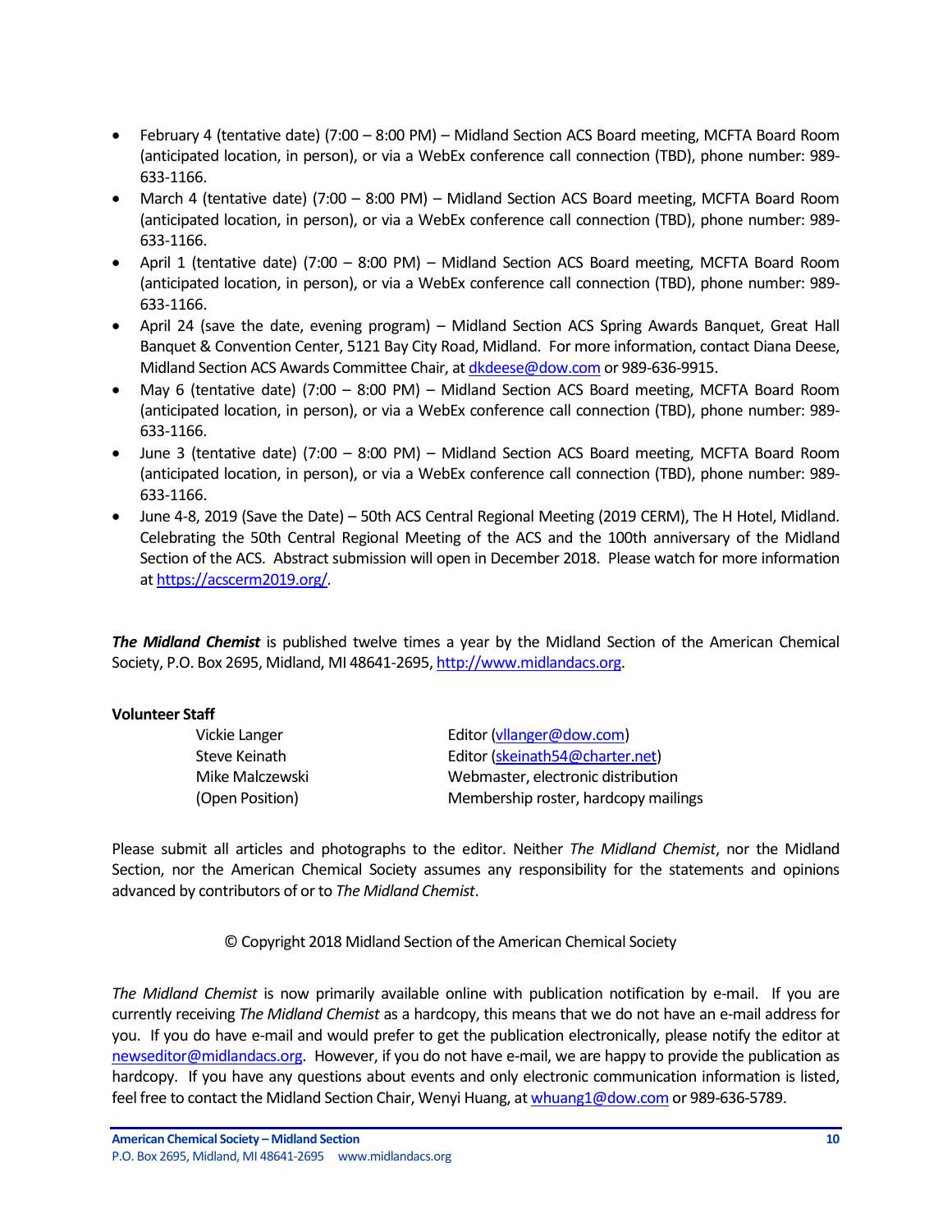- February 4 (tentative date) (7:00 – 8:00 PM) – Midland Section ACS Board meeting, MCFTA Board Room (anticipated location, in person), or via a WebEx conference call connection (TBD), phone number: 989-633-1166.
- March 4 (tentative date) (7:00 – 8:00 PM) – Midland Section ACS Board meeting, MCFTA Board Room (anticipated location, in person), or via a WebEx conference call connection (TBD), phone number: 989-633-1166.
- April 1 (tentative date) (7:00 – 8:00 PM) – Midland Section ACS Board meeting, MCFTA Board Room (anticipated location, in person), or via a WebEx conference call connection (TBD), phone number: 989-633-1166.
- April 24 (save the date, evening program) – Midland Section ACS Spring Awards Banquet, Great Hall Banquet & Convention Center, 5121 Bay City Road, Midland. For more information, contact Diana Deese, Midland Section ACS Awards Committee Chair, at dkdeese@dow.com or 989-636-9915.
- May 6 (tentative date) (7:00 – 8:00 PM) – Midland Section ACS Board meeting, MCFTA Board Room (anticipated location, in person), or via a WebEx conference call connection (TBD), phone number: 989-633-1166.
- June 3 (tentative date) (7:00 – 8:00 PM) – Midland Section ACS Board meeting, MCFTA Board Room (anticipated location, in person), or via a WebEx conference call connection (TBD), phone number: 989-633-1166.
- June 4-8, 2019 (Save the Date) – 50th ACS Central Regional Meeting (2019 CERM), The H Hotel, Midland. Celebrating the 50th Central Regional Meeting of the ACS and the 100th anniversary of the Midland Section of the ACS. Abstract submission will open in December 2018. Please watch for more information at https://acscerm2019.org/.

***The Midland Chemist*** is published twelve times a year by the Midland Section of the American Chemical Society, P.O. Box 2695, Midland, MI 48641-2695, http://www.midlandacs.org.

**Volunteer Staff**

| | |
|---|---|
| Vickie Langer | Editor (vllanger@dow.com) |
| Steve Keinath | Editor (skeinath54@charter.net) |
| Mike Malczewski | Webmaster, electronic distribution |
| (Open Position) | Membership roster, hardcopy mailings |

Please submit all articles and photographs to the editor. Neither *The Midland Chemist*, nor the Midland Section, nor the American Chemical Society assumes any responsibility for the statements and opinions advanced by contributors of or to *The Midland Chemist*.

© Copyright 2018 Midland Section of the American Chemical Society

*The Midland Chemist* is now primarily available online with publication notification by e-mail. If you are currently receiving *The Midland Chemist* as a hardcopy, this means that we do not have an e-mail address for you. If you do have e-mail and would prefer to get the publication electronically, please notify the editor at newseditor@midlandacs.org. However, if you do not have e-mail, we are happy to provide the publication as hardcopy. If you have any questions about events and only electronic communication information is listed, feel free to contact the Midland Section Chair, Wenyi Huang, at whuang1@dow.com or 989-636-5789.